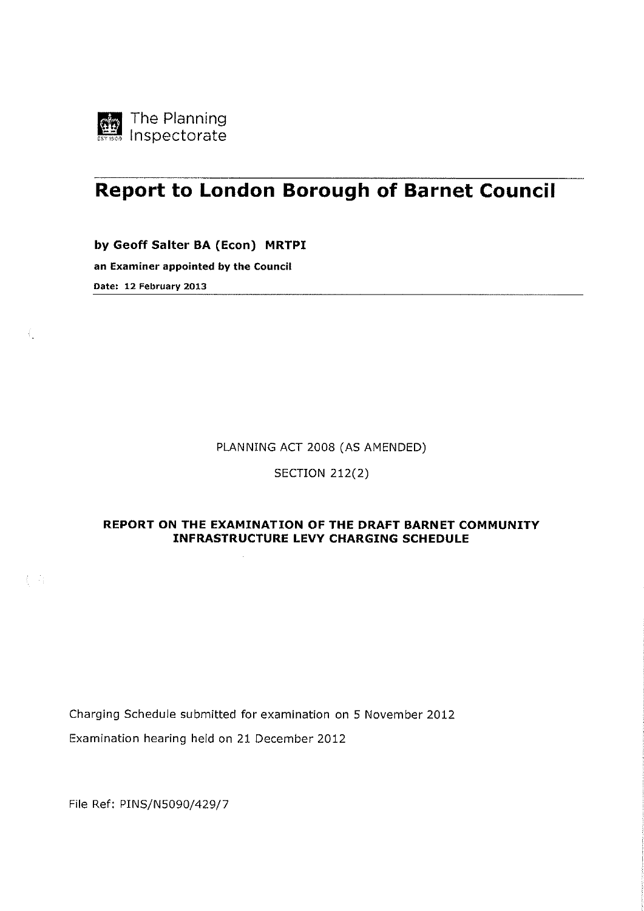The Planning Inspectorate

# Report to London Borough of Barnet Council

**by Geoff Salter BA (Econ) MRTPI**

**an Examiner appointed by the Council**

**Date: 12 February 2013**

PLANNING ACT 2008 (AS AMENDED)

SECTION 212(2)

**REPORT ON THE EXAMINATION OF THE DRAFT BARNET COMMUNITY INFRASTRUCTURE LEVY CHARGING SCHEDULE**

Charging Schedule submitted for examination on 5 November 2012

Examination hearing held on 21 December 2012

File Ref: PINS/N5090/429/7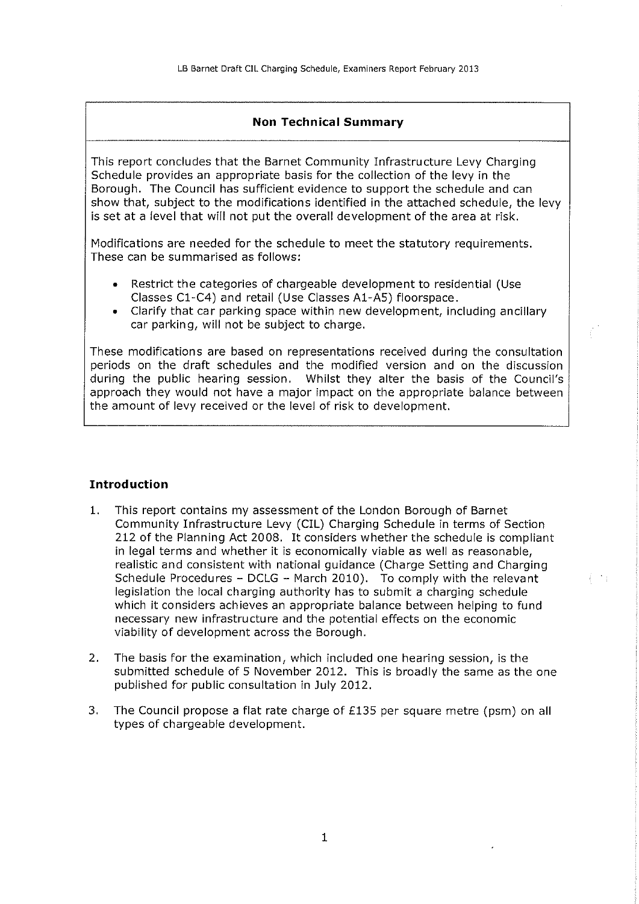## Non Technical Summary

This report concludes that the Barnet Community Infrastructure Levy Charging Schedule provides an appropriate basis for the collection of the levy in the Borough. The Council has sufficient evidence to support the schedule and can show that, subject to the modifications identified in the attached schedule, the levy is set at a level that will not put the overall development of the area at risk.

Modifications are needed for the schedule to meet the statutory requirements. These can be summarised as follows:

- Restrict the categories of chargeable development to residential (Use Classes C1-C4) and retail (Use Classes A1-A5) floorspace.
- Clarify that car parking space within new development, including ancillary car parking, will not be subject to charge.

These modifications are based on representations received during the consultation periods on the draft schedules and the modified version and on the discussion during the public hearing session. Whilst they alter the basis of the Council's approach they would not have a major impact on the appropriate balance between the amount of levy received or the level of risk to development.

## Introduction

1. This report contains my assessment of the London Borough of Barnet Community Infrastructure Levy (CIL) Charging Schedule in terms of Section 212 of the Planning Act 2008. It considers whether the schedule is compliant in legal terms and whether it is economically viable as well as reasonable, realistic and consistent with national guidance (Charge Setting and Charging Schedule Procedures – DCLG – March 2010). To comply with the relevant legislation the local charging authority has to submit a charging schedule which it considers achieves an appropriate balance between helping to fund necessary new infrastructure and the potential effects on the economic viability of development across the Borough.

2. The basis for the examination, which included one hearing session, is the submitted schedule of 5 November 2012. This is broadly the same as the one published for public consultation in July 2012.

3. The Council propose a flat rate charge of £135 per square metre (psm) on all types of chargeable development.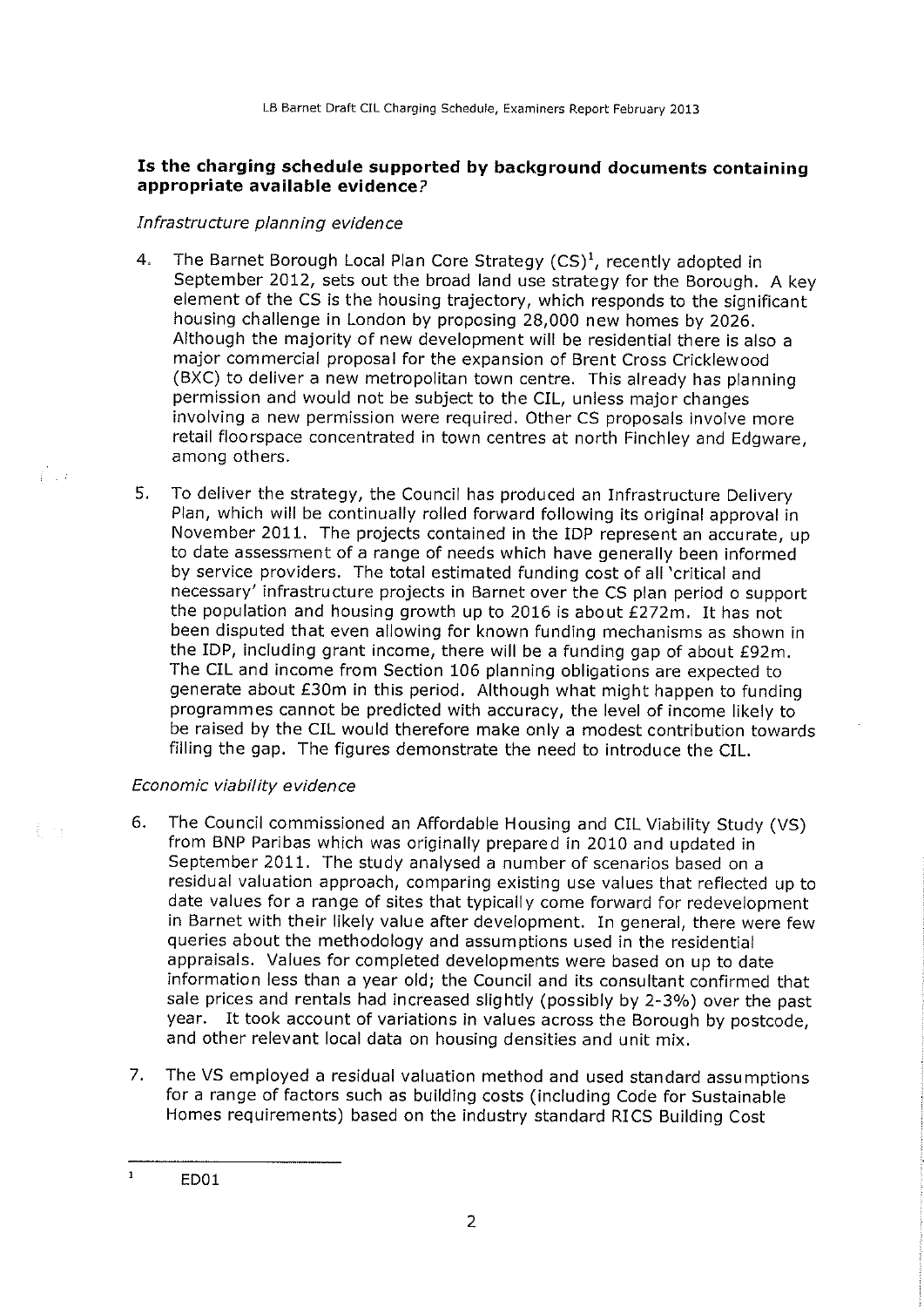**Is the charging schedule supported by background documents containing appropriate available evidence?**

*Infrastructure planning evidence*

4. The Barnet Borough Local Plan Core Strategy (CS)[1], recently adopted in September 2012, sets out the broad land use strategy for the Borough. A key element of the CS is the housing trajectory, which responds to the significant housing challenge in London by proposing 28,000 new homes by 2026. Although the majority of new development will be residential there is also a major commercial proposal for the expansion of Brent Cross Cricklewood (BXC) to deliver a new metropolitan town centre. This already has planning permission and would not be subject to the CIL, unless major changes involving a new permission were required. Other CS proposals involve more retail floorspace concentrated in town centres at north Finchley and Edgware, among others.

5. To deliver the strategy, the Council has produced an Infrastructure Delivery Plan, which will be continually rolled forward following its original approval in November 2011. The projects contained in the IDP represent an accurate, up to date assessment of a range of needs which have generally been informed by service providers. The total estimated funding cost of all 'critical and necessary' infrastructure projects in Barnet over the CS plan period o support the population and housing growth up to 2016 is about £272m. It has not been disputed that even allowing for known funding mechanisms as shown in the IDP, including grant income, there will be a funding gap of about £92m. The CIL and income from Section 106 planning obligations are expected to generate about £30m in this period. Although what might happen to funding programmes cannot be predicted with accuracy, the level of income likely to be raised by the CIL would therefore make only a modest contribution towards filling the gap. The figures demonstrate the need to introduce the CIL.

*Economic viability evidence*

6. The Council commissioned an Affordable Housing and CIL Viability Study (VS) from BNP Paribas which was originally prepared in 2010 and updated in September 2011. The study analysed a number of scenarios based on a residual valuation approach, comparing existing use values that reflected up to date values for a range of sites that typically come forward for redevelopment in Barnet with their likely value after development. In general, there were few queries about the methodology and assumptions used in the residential appraisals. Values for completed developments were based on up to date information less than a year old; the Council and its consultant confirmed that sale prices and rentals had increased slightly (possibly by 2-3%) over the past year. It took account of variations in values across the Borough by postcode, and other relevant local data on housing densities and unit mix.

7. The VS employed a residual valuation method and used standard assumptions for a range of factors such as building costs (including Code for Sustainable Homes requirements) based on the industry standard RICS Building Cost

---

[1] ED01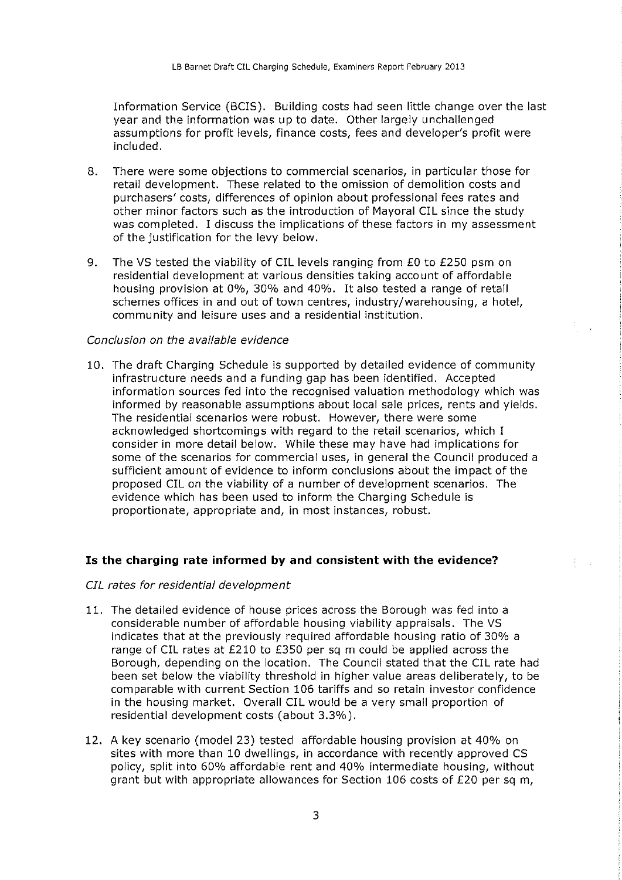Information Service (BCIS). Building costs had seen little change over the last year and the information was up to date. Other largely unchallenged assumptions for profit levels, finance costs, fees and developer's profit were included.

8. There were some objections to commercial scenarios, in particular those for retail development. These related to the omission of demolition costs and purchasers' costs, differences of opinion about professional fees rates and other minor factors such as the introduction of Mayoral CIL since the study was completed. I discuss the implications of these factors in my assessment of the justification for the levy below.

9. The VS tested the viability of CIL levels ranging from £0 to £250 psm on residential development at various densities taking account of affordable housing provision at 0%, 30% and 40%. It also tested a range of retail schemes offices in and out of town centres, industry/warehousing, a hotel, community and leisure uses and a residential institution.

*Conclusion on the available evidence*

10. The draft Charging Schedule is supported by detailed evidence of community infrastructure needs and a funding gap has been identified. Accepted information sources fed into the recognised valuation methodology which was informed by reasonable assumptions about local sale prices, rents and yields. The residential scenarios were robust. However, there were some acknowledged shortcomings with regard to the retail scenarios, which I consider in more detail below. While these may have had implications for some of the scenarios for commercial uses, in general the Council produced a sufficient amount of evidence to inform conclusions about the impact of the proposed CIL on the viability of a number of development scenarios. The evidence which has been used to inform the Charging Schedule is proportionate, appropriate and, in most instances, robust.

## Is the charging rate informed by and consistent with the evidence?

*CIL rates for residential development*

11. The detailed evidence of house prices across the Borough was fed into a considerable number of affordable housing viability appraisals. The VS indicates that at the previously required affordable housing ratio of 30% a range of CIL rates at £210 to £350 per sq m could be applied across the Borough, depending on the location. The Council stated that the CIL rate had been set below the viability threshold in higher value areas deliberately, to be comparable with current Section 106 tariffs and so retain investor confidence in the housing market. Overall CIL would be a very small proportion of residential development costs (about 3.3%).

12. A key scenario (model 23) tested affordable housing provision at 40% on sites with more than 10 dwellings, in accordance with recently approved CS policy, split into 60% affordable rent and 40% intermediate housing, without grant but with appropriate allowances for Section 106 costs of £20 per sq m,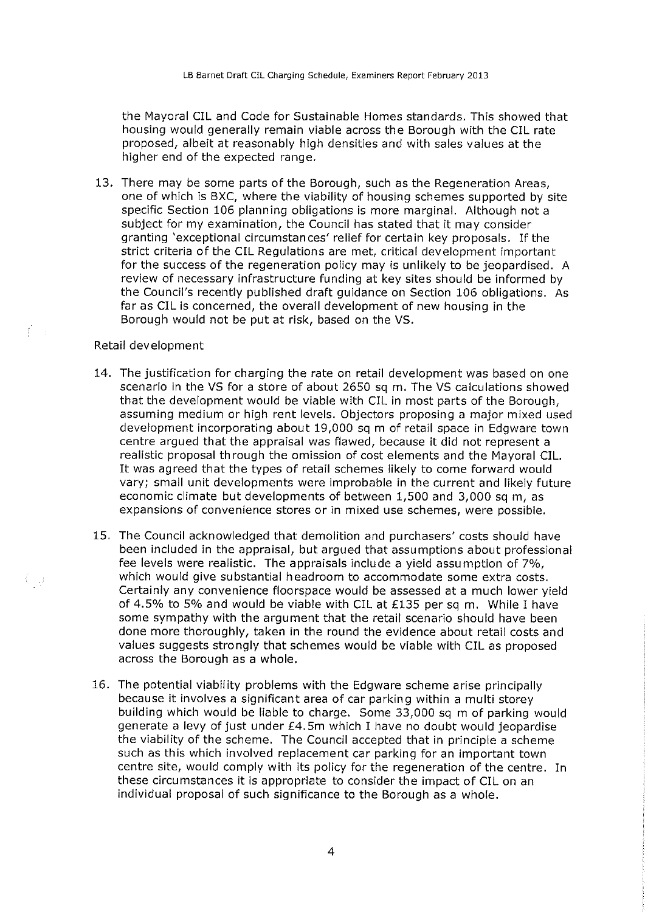the Mayoral CIL and Code for Sustainable Homes standards. This showed that housing would generally remain viable across the Borough with the CIL rate proposed, albeit at reasonably high densities and with sales values at the higher end of the expected range.

13. There may be some parts of the Borough, such as the Regeneration Areas, one of which is BXC, where the viability of housing schemes supported by site specific Section 106 planning obligations is more marginal. Although not a subject for my examination, the Council has stated that it may consider granting 'exceptional circumstances' relief for certain key proposals. If the strict criteria of the CIL Regulations are met, critical development important for the success of the regeneration policy may is unlikely to be jeopardised. A review of necessary infrastructure funding at key sites should be informed by the Council's recently published draft guidance on Section 106 obligations. As far as CIL is concerned, the overall development of new housing in the Borough would not be put at risk, based on the VS.

Retail development

14. The justification for charging the rate on retail development was based on one scenario in the VS for a store of about 2650 sq m. The VS calculations showed that the development would be viable with CIL in most parts of the Borough, assuming medium or high rent levels. Objectors proposing a major mixed used development incorporating about 19,000 sq m of retail space in Edgware town centre argued that the appraisal was flawed, because it did not represent a realistic proposal through the omission of cost elements and the Mayoral CIL. It was agreed that the types of retail schemes likely to come forward would vary; small unit developments were improbable in the current and likely future economic climate but developments of between 1,500 and 3,000 sq m, as expansions of convenience stores or in mixed use schemes, were possible.

15. The Council acknowledged that demolition and purchasers' costs should have been included in the appraisal, but argued that assumptions about professional fee levels were realistic. The appraisals include a yield assumption of 7%, which would give substantial headroom to accommodate some extra costs. Certainly any convenience floorspace would be assessed at a much lower yield of 4.5% to 5% and would be viable with CIL at £135 per sq m. While I have some sympathy with the argument that the retail scenario should have been done more thoroughly, taken in the round the evidence about retail costs and values suggests strongly that schemes would be viable with CIL as proposed across the Borough as a whole.

16. The potential viability problems with the Edgware scheme arise principally because it involves a significant area of car parking within a multi storey building which would be liable to charge. Some 33,000 sq m of parking would generate a levy of just under £4.5m which I have no doubt would jeopardise the viability of the scheme. The Council accepted that in principle a scheme such as this which involved replacement car parking for an important town centre site, would comply with its policy for the regeneration of the centre. In these circumstances it is appropriate to consider the impact of CIL on an individual proposal of such significance to the Borough as a whole.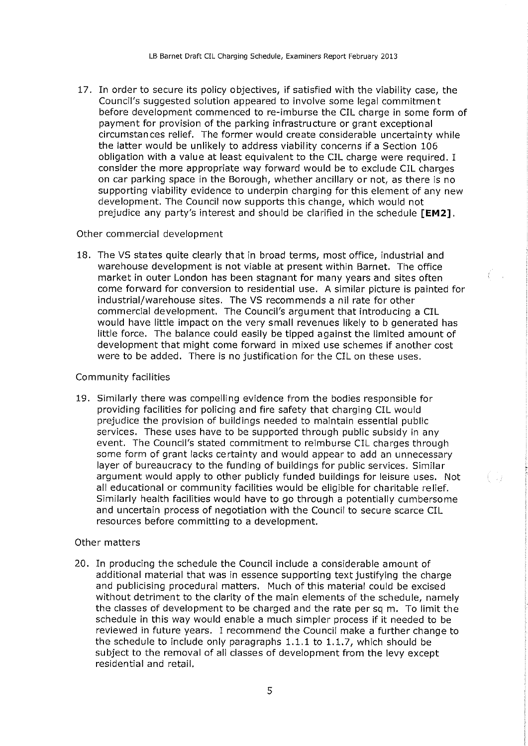17. In order to secure its policy objectives, if satisfied with the viability case, the Council's suggested solution appeared to involve some legal commitment before development commenced to re-imburse the CIL charge in some form of payment for provision of the parking infrastructure or grant exceptional circumstances relief. The former would create considerable uncertainty while the latter would be unlikely to address viability concerns if a Section 106 obligation with a value at least equivalent to the CIL charge were required. I consider the more appropriate way forward would be to exclude CIL charges on car parking space in the Borough, whether ancillary or not, as there is no supporting viability evidence to underpin charging for this element of any new development. The Council now supports this change, which would not prejudice any party's interest and should be clarified in the schedule **[EM2]**.

Other commercial development

18. The VS states quite clearly that in broad terms, most office, industrial and warehouse development is not viable at present within Barnet. The office market in outer London has been stagnant for many years and sites often come forward for conversion to residential use. A similar picture is painted for industrial/warehouse sites. The VS recommends a nil rate for other commercial development. The Council's argument that introducing a CIL would have little impact on the very small revenues likely to b generated has little force. The balance could easily be tipped against the limited amount of development that might come forward in mixed use schemes if another cost were to be added. There is no justification for the CIL on these uses.

Community facilities

19. Similarly there was compelling evidence from the bodies responsible for providing facilities for policing and fire safety that charging CIL would prejudice the provision of buildings needed to maintain essential public services. These uses have to be supported through public subsidy in any event. The Council's stated commitment to reimburse CIL charges through some form of grant lacks certainty and would appear to add an unnecessary layer of bureaucracy to the funding of buildings for public services. Similar argument would apply to other publicly funded buildings for leisure uses. Not all educational or community facilities would be eligible for charitable relief. Similarly health facilities would have to go through a potentially cumbersome and uncertain process of negotiation with the Council to secure scarce CIL resources before committing to a development.

Other matters

20. In producing the schedule the Council include a considerable amount of additional material that was in essence supporting text justifying the charge and publicising procedural matters. Much of this material could be excised without detriment to the clarity of the main elements of the schedule, namely the classes of development to be charged and the rate per sq m. To limit the schedule in this way would enable a much simpler process if it needed to be reviewed in future years. I recommend the Council make a further change to the schedule to include only paragraphs 1.1.1 to 1.1.7, which should be subject to the removal of all classes of development from the levy except residential and retail.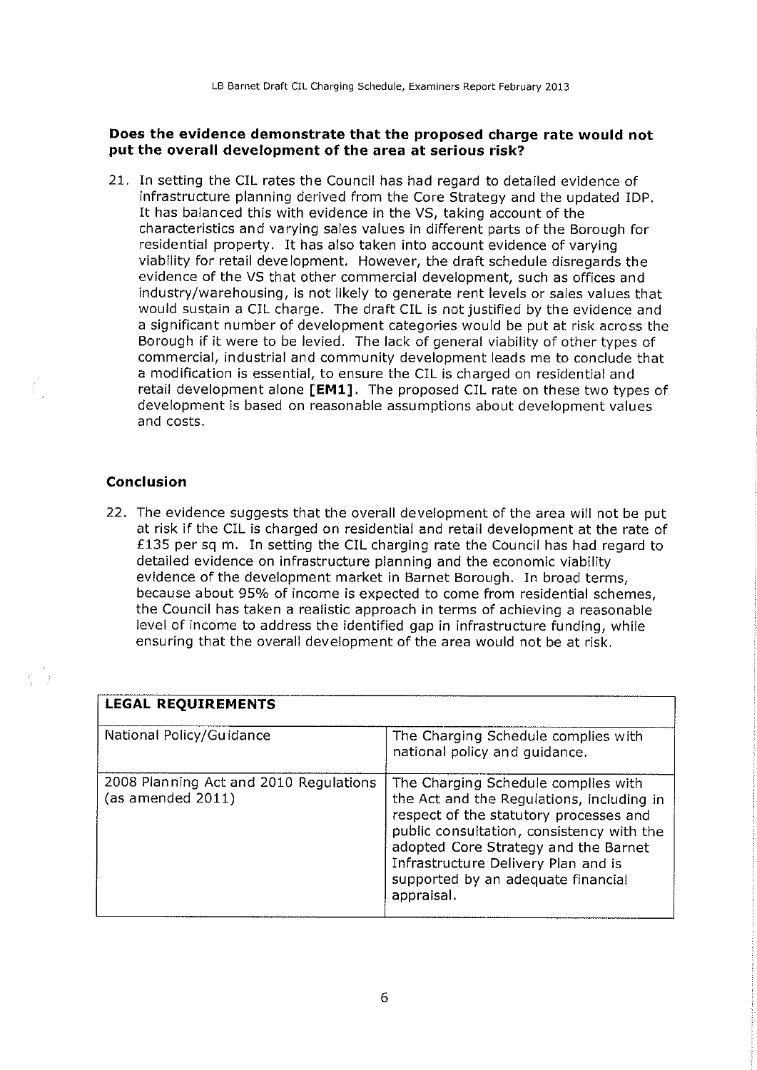**Does the evidence demonstrate that the proposed charge rate would not put the overall development of the area at serious risk?**

21. In setting the CIL rates the Council has had regard to detailed evidence of infrastructure planning derived from the Core Strategy and the updated IDP. It has balanced this with evidence in the VS, taking account of the characteristics and varying sales values in different parts of the Borough for residential property. It has also taken into account evidence of varying viability for retail development. However, the draft schedule disregards the evidence of the VS that other commercial development, such as offices and industry/warehousing, is not likely to generate rent levels or sales values that would sustain a CIL charge. The draft CIL is not justified by the evidence and a significant number of development categories would be put at risk across the Borough if it were to be levied. The lack of general viability of other types of commercial, industrial and community development leads me to conclude that a modification is essential, to ensure the CIL is charged on residential and retail development alone **[EM1]**. The proposed CIL rate on these two types of development is based on reasonable assumptions about development values and costs.

**Conclusion**

22. The evidence suggests that the overall development of the area will not be put at risk if the CIL is charged on residential and retail development at the rate of £135 per sq m. In setting the CIL charging rate the Council has had regard to detailed evidence on infrastructure planning and the economic viability evidence of the development market in Barnet Borough. In broad terms, because about 95% of income is expected to come from residential schemes, the Council has taken a realistic approach in terms of achieving a reasonable level of income to address the identified gap in infrastructure funding, while ensuring that the overall development of the area would not be at risk.

| **LEGAL REQUIREMENTS** | |
|---|---|
| National Policy/Guidance | The Charging Schedule complies with national policy and guidance. |
| 2008 Planning Act and 2010 Regulations (as amended 2011) | The Charging Schedule complies with the Act and the Regulations, including in respect of the statutory processes and public consultation, consistency with the adopted Core Strategy and the Barnet Infrastructure Delivery Plan and is supported by an adequate financial appraisal. |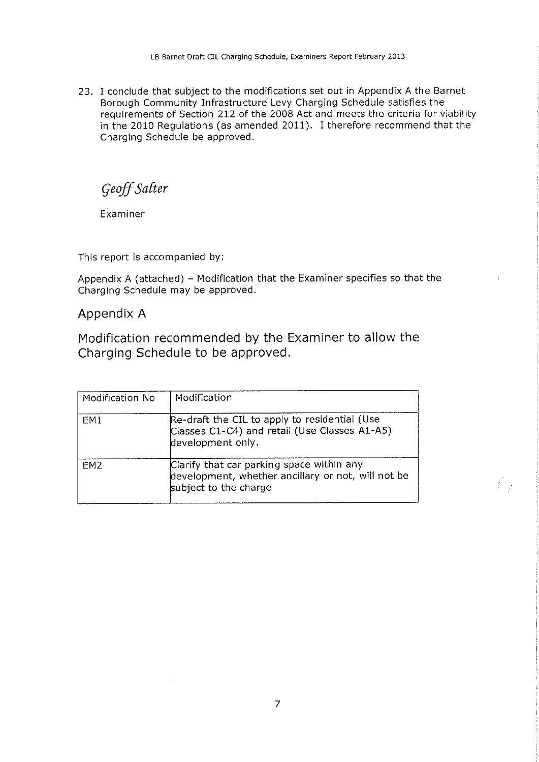23. I conclude that subject to the modifications set out in Appendix A the Barnet Borough Community Infrastructure Levy Charging Schedule satisfies the requirements of Section 212 of the 2008 Act and meets the criteria for viability in the 2010 Regulations (as amended 2011). I therefore recommend that the Charging Schedule be approved.

*Geoff Salter*

Examiner

This report is accompanied by:

Appendix A (attached) – Modification that the Examiner specifies so that the Charging Schedule may be approved.

## Appendix A

## Modification recommended by the Examiner to allow the Charging Schedule to be approved.

| Modification No | Modification |
|---|---|
| EM1 | Re-draft the CIL to apply to residential (Use Classes C1-C4) and retail (Use Classes A1-A5) development only. |
| EM2 | Clarify that car parking space within any development, whether ancillary or not, will not be subject to the charge |